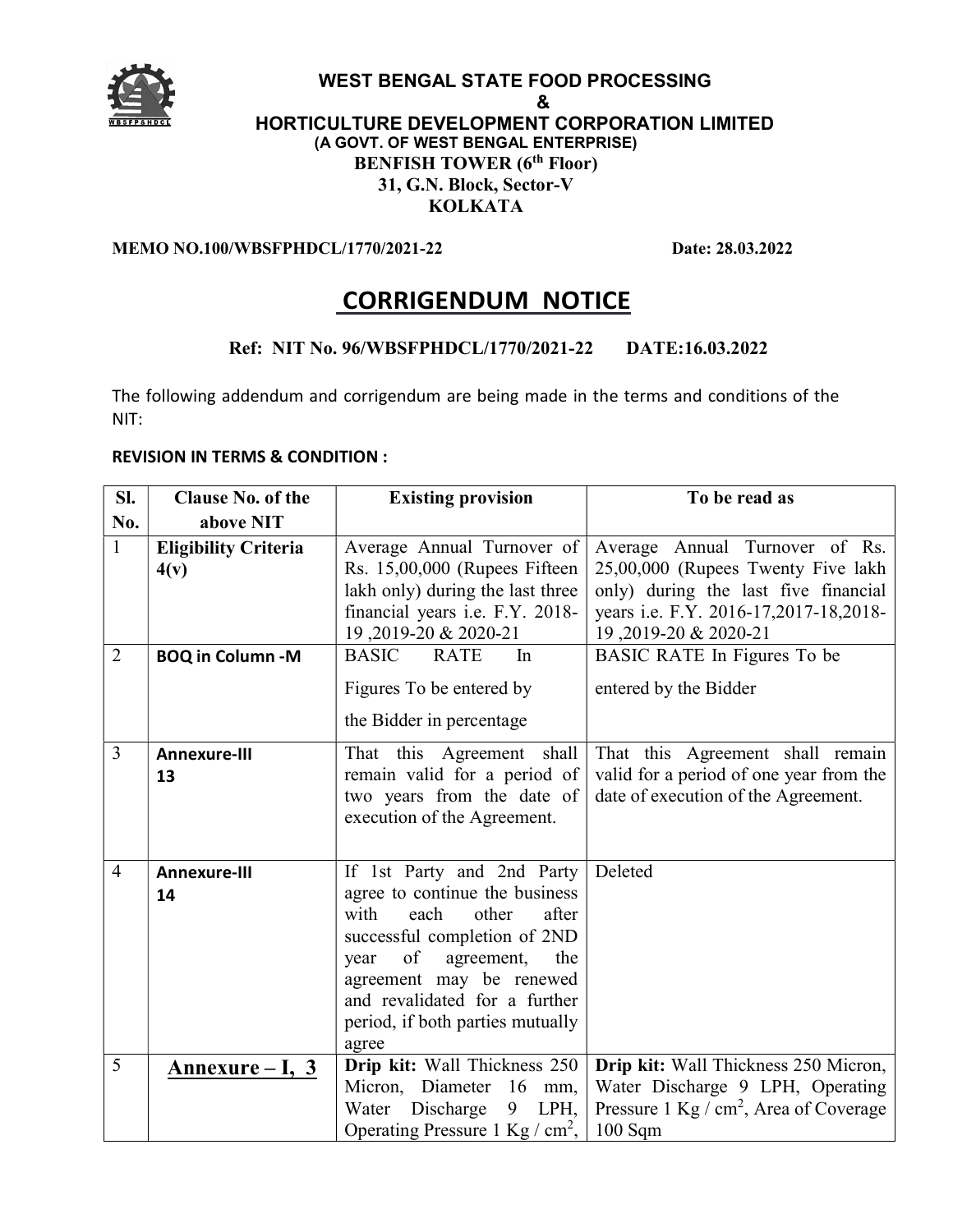**WEST BENGAL STATE FOOD PROCESSING**
**&**
**HORTICULTURE DEVELOPMENT CORPORATION LIMITED**
**(A GOVT. OF WEST BENGAL ENTERPRISE)**
**BENFISH TOWER (6th Floor)**
**31, G.N. Block, Sector-V**
**KOLKATA**

**MEMO NO.100/WBSFPHDCL/1770/2021-22** **Date: 28.03.2022**

# CORRIGENDUM NOTICE

**Ref: NIT No. 96/WBSFPHDCL/1770/2021-22 DATE:16.03.2022**

The following addendum and corrigendum are being made in the terms and conditions of the NIT:

**REVISION IN TERMS & CONDITION :**

| Sl. No. | Clause No. of the above NIT | Existing provision | To be read as |
|---|---|---|---|
| 1 | **Eligibility Criteria 4(v)** | Average Annual Turnover of Rs. 15,00,000 (Rupees Fifteen lakh only) during the last three financial years i.e. F.Y. 2018-19 ,2019-20 & 2020-21 | Average Annual Turnover of Rs. 25,00,000 (Rupees Twenty Five lakh only) during the last five financial years i.e. F.Y. 2016-17,2017-18,2018-19 ,2019-20 & 2020-21 |
| 2 | **BOQ in Column -M** | BASIC RATE In Figures To be entered by the Bidder in percentage | BASIC RATE In Figures To be entered by the Bidder |
| 3 | **Annexure-III 13** | That this Agreement shall remain valid for a period of two years from the date of execution of the Agreement. | That this Agreement shall remain valid for a period of one year from the date of execution of the Agreement. |
| 4 | **Annexure-III 14** | If 1st Party and 2nd Party agree to continue the business with each other after successful completion of 2ND year of agreement, the agreement may be renewed and revalidated for a further period, if both parties mutually agree | Deleted |
| 5 | **Annexure – I, 3** | **Drip kit:** Wall Thickness 250 Micron, Diameter 16 mm, Water Discharge 9 LPH, Operating Pressure 1 Kg / $cm^2$, | **Drip kit:** Wall Thickness 250 Micron, Water Discharge 9 LPH, Operating Pressure 1 Kg / $cm^2$, Area of Coverage 100 Sqm |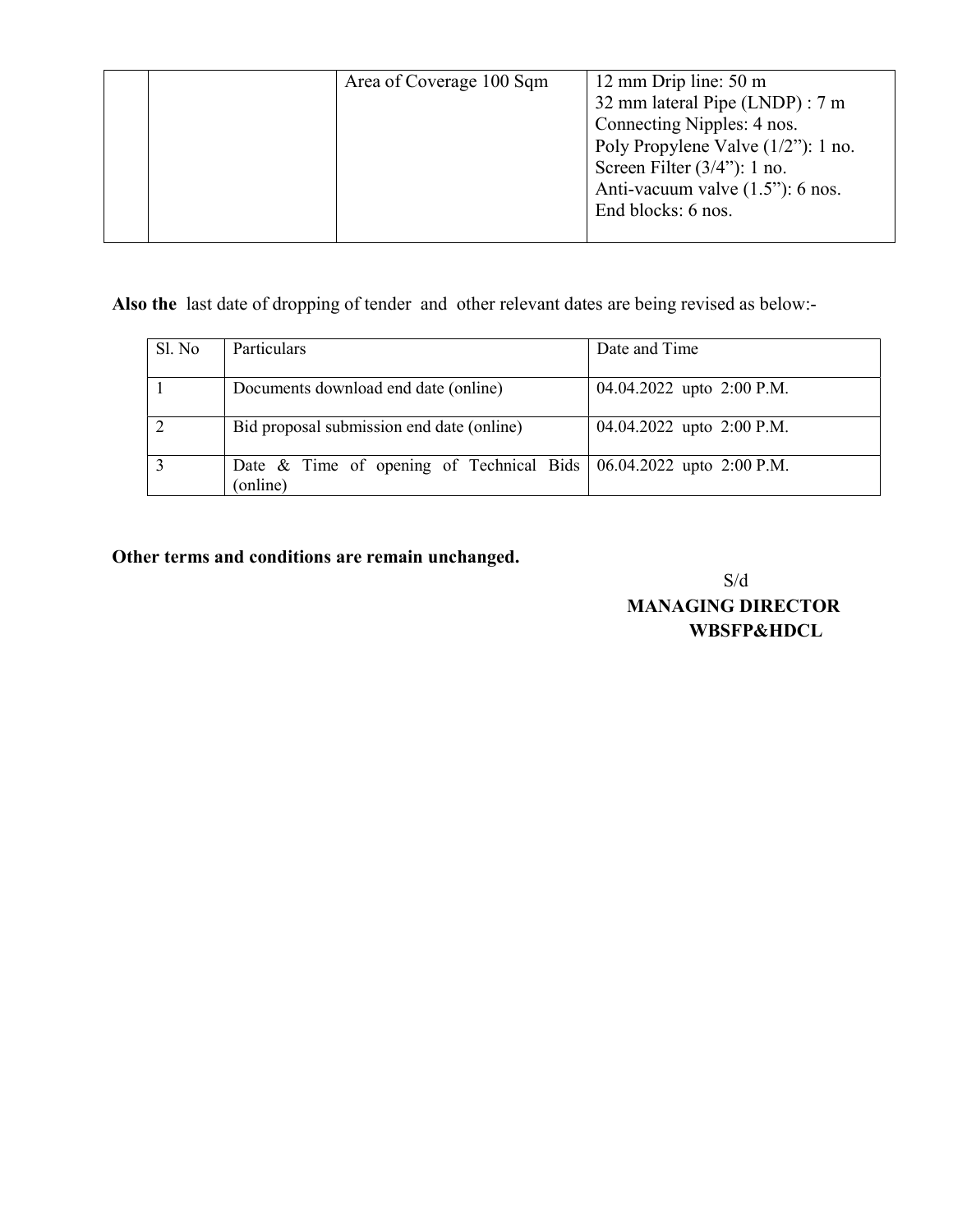| | | | |
|---|---|---|---|
| | | Area of Coverage 100 Sqm | 12 mm Drip line: 50 m<br>32 mm lateral Pipe (LNDP) : 7 m<br>Connecting Nipples: 4 nos.<br>Poly Propylene Valve (1/2"): 1 no.<br>Screen Filter (3/4"): 1 no.<br>Anti-vacuum valve (1.5"): 6 nos.<br>End blocks: 6 nos. |

**Also the** last date of dropping of tender and other relevant dates are being revised as below:-

| Sl. No | Particulars | Date and Time |
|---|---|---|
| 1 | Documents download end date (online) | 04.04.2022 upto 2:00 P.M. |
| 2 | Bid proposal submission end date (online) | 04.04.2022 upto 2:00 P.M. |
| 3 | Date & Time of opening of Technical Bids (online) | 06.04.2022 upto 2:00 P.M. |

**Other terms and conditions are remain unchanged.**

S/d

**MANAGING DIRECTOR**

**WBSFP&HDCL**